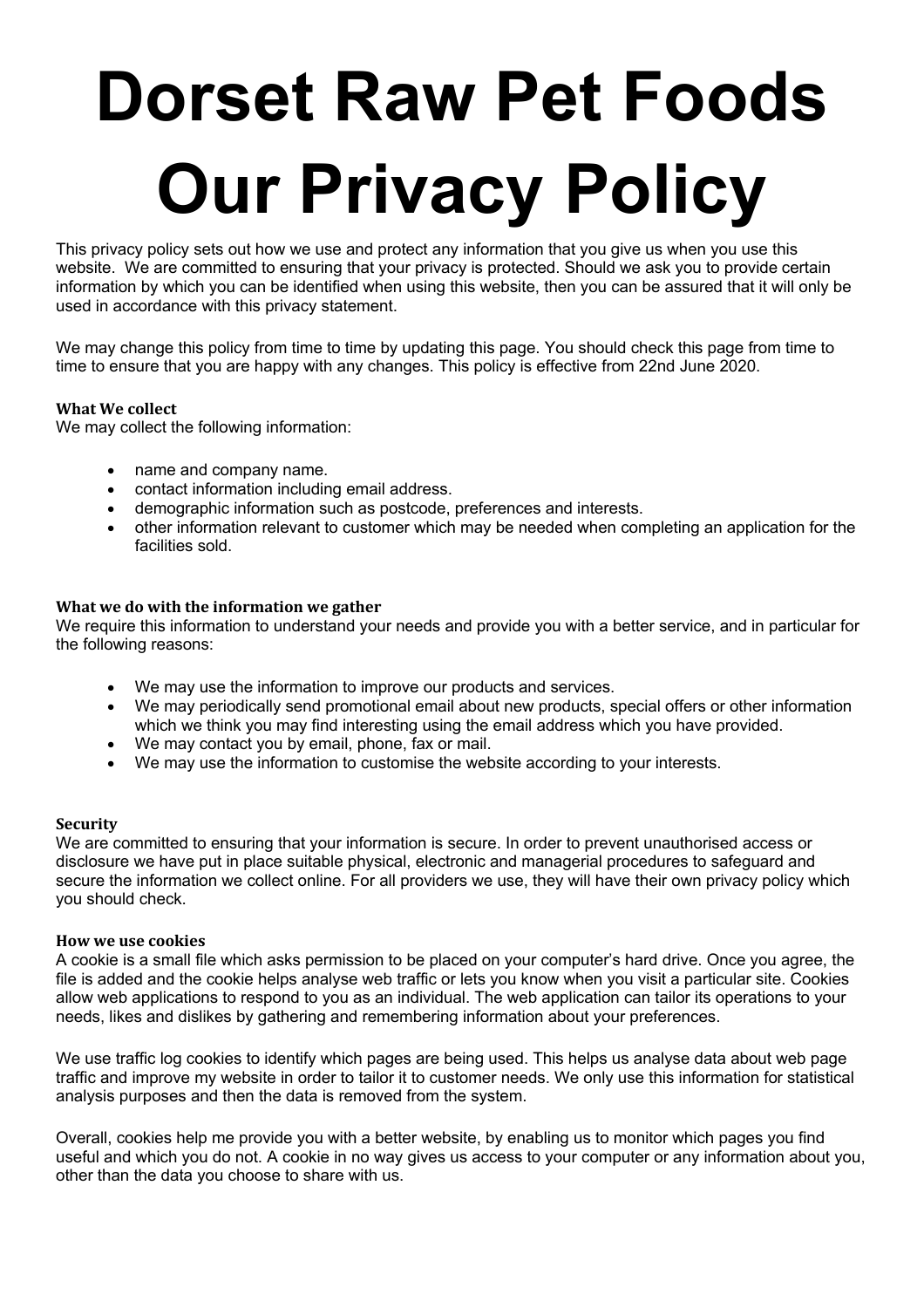# Dorset Raw Pet Foods Our Privacy Policy

This privacy policy sets out how we use and protect any information that you give us when you use this website. We are committed to ensuring that your privacy is protected. Should we ask you to provide certain information by which you can be identified when using this website, then you can be assured that it will only be used in accordance with this privacy statement.

We may change this policy from time to time by updating this page. You should check this page from time to time to ensure that you are happy with any changes. This policy is effective from 22nd June 2020.

**What We collect**

We may collect the following information:

- name and company name.
- contact information including email address.
- demographic information such as postcode, preferences and interests.
- other information relevant to customer which may be needed when completing an application for the facilities sold.

**What we do with the information we gather**

We require this information to understand your needs and provide you with a better service, and in particular for the following reasons:

- We may use the information to improve our products and services.
- We may periodically send promotional email about new products, special offers or other information which we think you may find interesting using the email address which you have provided.
- We may contact you by email, phone, fax or mail.
- We may use the information to customise the website according to your interests.

**Security**

We are committed to ensuring that your information is secure. In order to prevent unauthorised access or disclosure we have put in place suitable physical, electronic and managerial procedures to safeguard and secure the information we collect online. For all providers we use, they will have their own privacy policy which you should check.

**How we use cookies**

A cookie is a small file which asks permission to be placed on your computer's hard drive. Once you agree, the file is added and the cookie helps analyse web traffic or lets you know when you visit a particular site. Cookies allow web applications to respond to you as an individual. The web application can tailor its operations to your needs, likes and dislikes by gathering and remembering information about your preferences.

We use traffic log cookies to identify which pages are being used. This helps us analyse data about web page traffic and improve my website in order to tailor it to customer needs. We only use this information for statistical analysis purposes and then the data is removed from the system.

Overall, cookies help me provide you with a better website, by enabling us to monitor which pages you find useful and which you do not. A cookie in no way gives us access to your computer or any information about you, other than the data you choose to share with us.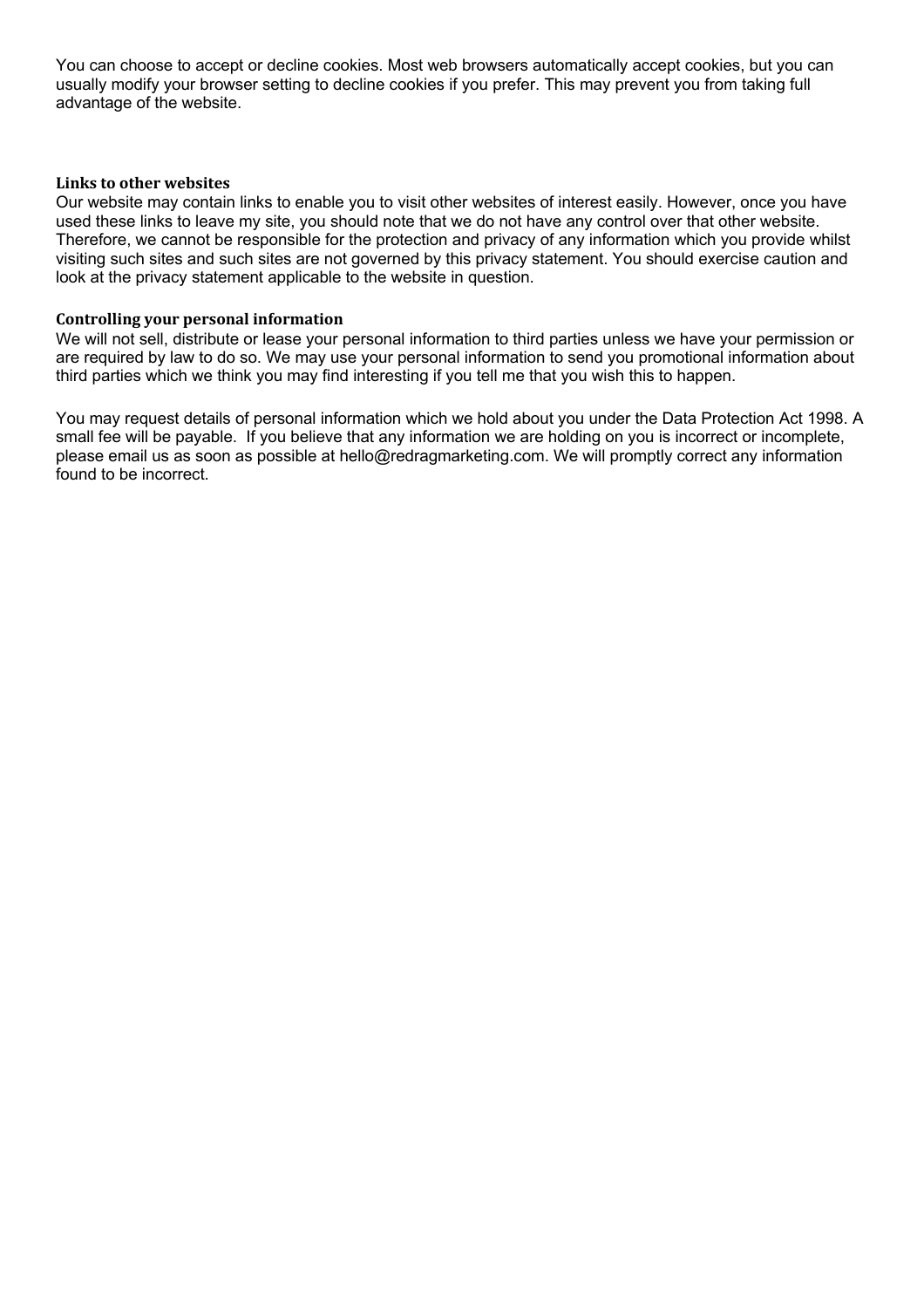You can choose to accept or decline cookies. Most web browsers automatically accept cookies, but you can usually modify your browser setting to decline cookies if you prefer. This may prevent you from taking full advantage of the website.

**Links to other websites**

Our website may contain links to enable you to visit other websites of interest easily. However, once you have used these links to leave my site, you should note that we do not have any control over that other website. Therefore, we cannot be responsible for the protection and privacy of any information which you provide whilst visiting such sites and such sites are not governed by this privacy statement. You should exercise caution and look at the privacy statement applicable to the website in question.

**Controlling your personal information**

We will not sell, distribute or lease your personal information to third parties unless we have your permission or are required by law to do so. We may use your personal information to send you promotional information about third parties which we think you may find interesting if you tell me that you wish this to happen.

You may request details of personal information which we hold about you under the Data Protection Act 1998. A small fee will be payable. If you believe that any information we are holding on you is incorrect or incomplete, please email us as soon as possible at hello@redragmarketing.com. We will promptly correct any information found to be incorrect.